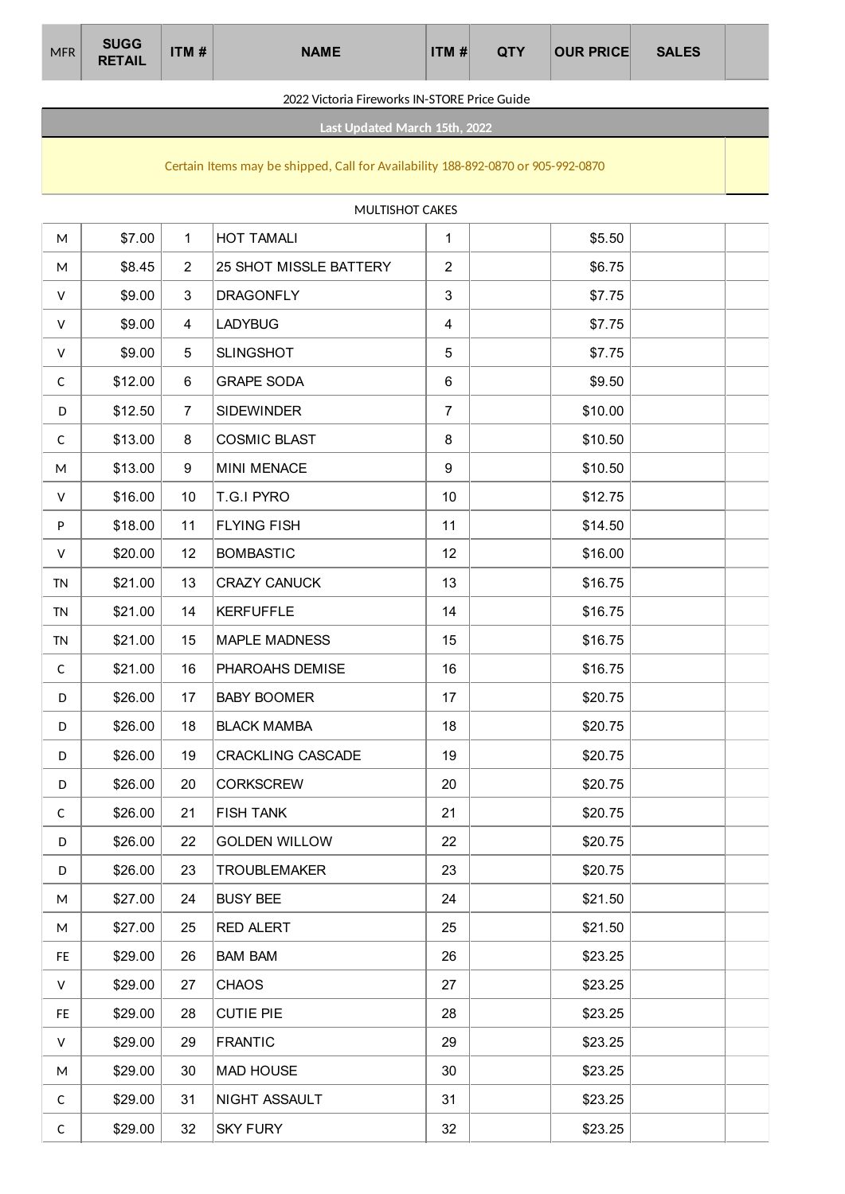| MFR | SUGG RETAIL | ITM # | NAME | ITM # | QTY | OUR PRICE | SALES | |
|---|---|---|---|---|---|---|---|---|

2022 Victoria Fireworks IN-STORE Price Guide

**Last Updated March 15th, 2022**

Certain Items may be shipped, Call for Availability 188-892-0870 or 905-992-0870

MULTISHOT CAKES

| MFR | SUGG RETAIL | ITM # | NAME | ITM # | QTY | OUR PRICE | SALES | |
|---|---|---|---|---|---|---|---|---|
| M | $7.00 | 1 | HOT TAMALI | 1 | | $5.50 | | |
| M | $8.45 | 2 | 25 SHOT MISSLE BATTERY | 2 | | $6.75 | | |
| V | $9.00 | 3 | DRAGONFLY | 3 | | $7.75 | | |
| V | $9.00 | 4 | LADYBUG | 4 | | $7.75 | | |
| V | $9.00 | 5 | SLINGSHOT | 5 | | $7.75 | | |
| C | $12.00 | 6 | GRAPE SODA | 6 | | $9.50 | | |
| D | $12.50 | 7 | SIDEWINDER | 7 | | $10.00 | | |
| C | $13.00 | 8 | COSMIC BLAST | 8 | | $10.50 | | |
| M | $13.00 | 9 | MINI MENACE | 9 | | $10.50 | | |
| V | $16.00 | 10 | T.G.I PYRO | 10 | | $12.75 | | |
| P | $18.00 | 11 | FLYING FISH | 11 | | $14.50 | | |
| V | $20.00 | 12 | BOMBASTIC | 12 | | $16.00 | | |
| TN | $21.00 | 13 | CRAZY CANUCK | 13 | | $16.75 | | |
| TN | $21.00 | 14 | KERFUFFLE | 14 | | $16.75 | | |
| TN | $21.00 | 15 | MAPLE MADNESS | 15 | | $16.75 | | |
| C | $21.00 | 16 | PHAROAHS DEMISE | 16 | | $16.75 | | |
| D | $26.00 | 17 | BABY BOOMER | 17 | | $20.75 | | |
| D | $26.00 | 18 | BLACK MAMBA | 18 | | $20.75 | | |
| D | $26.00 | 19 | CRACKLING CASCADE | 19 | | $20.75 | | |
| D | $26.00 | 20 | CORKSCREW | 20 | | $20.75 | | |
| C | $26.00 | 21 | FISH TANK | 21 | | $20.75 | | |
| D | $26.00 | 22 | GOLDEN WILLOW | 22 | | $20.75 | | |
| D | $26.00 | 23 | TROUBLEMAKER | 23 | | $20.75 | | |
| M | $27.00 | 24 | BUSY BEE | 24 | | $21.50 | | |
| M | $27.00 | 25 | RED ALERT | 25 | | $21.50 | | |
| FE | $29.00 | 26 | BAM BAM | 26 | | $23.25 | | |
| V | $29.00 | 27 | CHAOS | 27 | | $23.25 | | |
| FE | $29.00 | 28 | CUTIE PIE | 28 | | $23.25 | | |
| V | $29.00 | 29 | FRANTIC | 29 | | $23.25 | | |
| M | $29.00 | 30 | MAD HOUSE | 30 | | $23.25 | | |
| C | $29.00 | 31 | NIGHT ASSAULT | 31 | | $23.25 | | |
| C | $29.00 | 32 | SKY FURY | 32 | | $23.25 | | |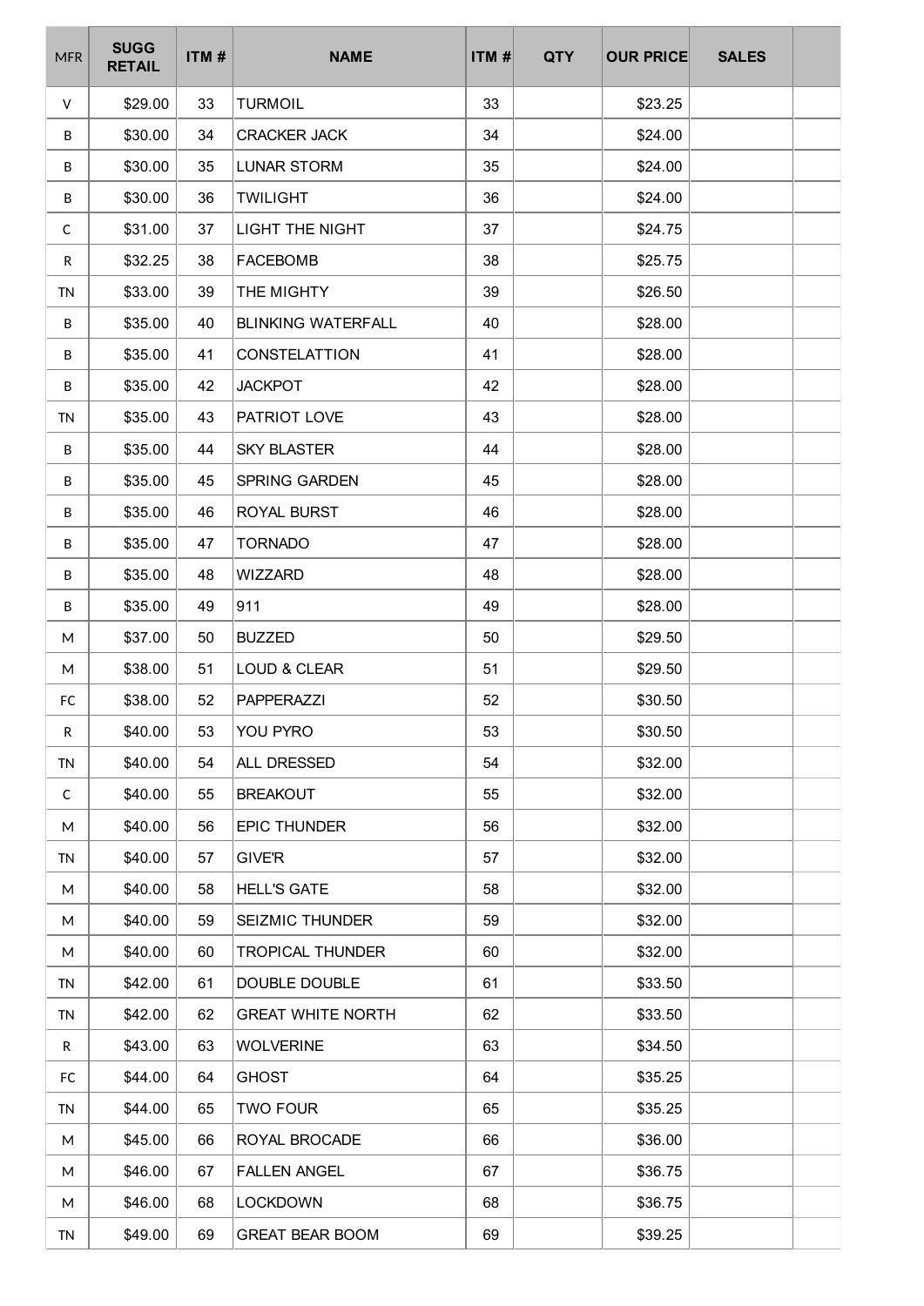| MFR | SUGG RETAIL | ITM # | NAME | ITM # | QTY | OUR PRICE | SALES | |
|---|---|---|---|---|---|---|---|---|
| V | $29.00 | 33 | TURMOIL | 33 | | $23.25 | | |
| B | $30.00 | 34 | CRACKER JACK | 34 | | $24.00 | | |
| B | $30.00 | 35 | LUNAR STORM | 35 | | $24.00 | | |
| B | $30.00 | 36 | TWILIGHT | 36 | | $24.00 | | |
| C | $31.00 | 37 | LIGHT THE NIGHT | 37 | | $24.75 | | |
| R | $32.25 | 38 | FACEBOMB | 38 | | $25.75 | | |
| TN | $33.00 | 39 | THE MIGHTY | 39 | | $26.50 | | |
| B | $35.00 | 40 | BLINKING WATERFALL | 40 | | $28.00 | | |
| B | $35.00 | 41 | CONSTELATTION | 41 | | $28.00 | | |
| B | $35.00 | 42 | JACKPOT | 42 | | $28.00 | | |
| TN | $35.00 | 43 | PATRIOT LOVE | 43 | | $28.00 | | |
| B | $35.00 | 44 | SKY BLASTER | 44 | | $28.00 | | |
| B | $35.00 | 45 | SPRING GARDEN | 45 | | $28.00 | | |
| B | $35.00 | 46 | ROYAL BURST | 46 | | $28.00 | | |
| B | $35.00 | 47 | TORNADO | 47 | | $28.00 | | |
| B | $35.00 | 48 | WIZZARD | 48 | | $28.00 | | |
| B | $35.00 | 49 | 911 | 49 | | $28.00 | | |
| M | $37.00 | 50 | BUZZED | 50 | | $29.50 | | |
| M | $38.00 | 51 | LOUD & CLEAR | 51 | | $29.50 | | |
| FC | $38.00 | 52 | PAPPERAZZI | 52 | | $30.50 | | |
| R | $40.00 | 53 | YOU PYRO | 53 | | $30.50 | | |
| TN | $40.00 | 54 | ALL DRESSED | 54 | | $32.00 | | |
| C | $40.00 | 55 | BREAKOUT | 55 | | $32.00 | | |
| M | $40.00 | 56 | EPIC THUNDER | 56 | | $32.00 | | |
| TN | $40.00 | 57 | GIVE'R | 57 | | $32.00 | | |
| M | $40.00 | 58 | HELL'S GATE | 58 | | $32.00 | | |
| M | $40.00 | 59 | SEIZMIC THUNDER | 59 | | $32.00 | | |
| M | $40.00 | 60 | TROPICAL THUNDER | 60 | | $32.00 | | |
| TN | $42.00 | 61 | DOUBLE DOUBLE | 61 | | $33.50 | | |
| TN | $42.00 | 62 | GREAT WHITE NORTH | 62 | | $33.50 | | |
| R | $43.00 | 63 | WOLVERINE | 63 | | $34.50 | | |
| FC | $44.00 | 64 | GHOST | 64 | | $35.25 | | |
| TN | $44.00 | 65 | TWO FOUR | 65 | | $35.25 | | |
| M | $45.00 | 66 | ROYAL BROCADE | 66 | | $36.00 | | |
| M | $46.00 | 67 | FALLEN ANGEL | 67 | | $36.75 | | |
| M | $46.00 | 68 | LOCKDOWN | 68 | | $36.75 | | |
| TN | $49.00 | 69 | GREAT BEAR BOOM | 69 | | $39.25 | | |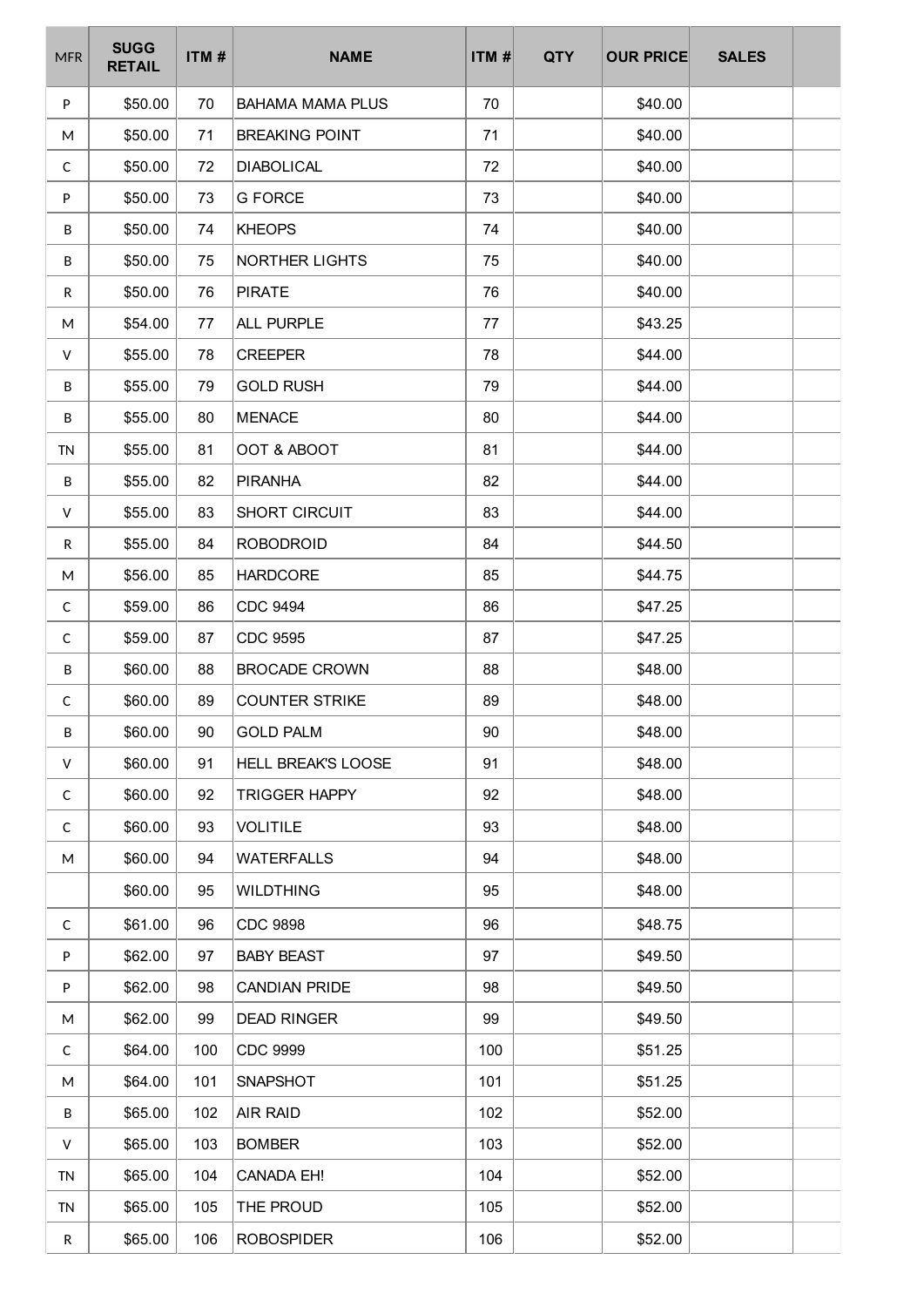| MFR | SUGG RETAIL | ITM # | NAME | ITM # | QTY | OUR PRICE | SALES | |
|---|---|---|---|---|---|---|---|---|
| P | $50.00 | 70 | BAHAMA MAMA PLUS | 70 | | $40.00 | | |
| M | $50.00 | 71 | BREAKING POINT | 71 | | $40.00 | | |
| C | $50.00 | 72 | DIABOLICAL | 72 | | $40.00 | | |
| P | $50.00 | 73 | G FORCE | 73 | | $40.00 | | |
| B | $50.00 | 74 | KHEOPS | 74 | | $40.00 | | |
| B | $50.00 | 75 | NORTHER LIGHTS | 75 | | $40.00 | | |
| R | $50.00 | 76 | PIRATE | 76 | | $40.00 | | |
| M | $54.00 | 77 | ALL PURPLE | 77 | | $43.25 | | |
| V | $55.00 | 78 | CREEPER | 78 | | $44.00 | | |
| B | $55.00 | 79 | GOLD RUSH | 79 | | $44.00 | | |
| B | $55.00 | 80 | MENACE | 80 | | $44.00 | | |
| TN | $55.00 | 81 | OOT & ABOOT | 81 | | $44.00 | | |
| B | $55.00 | 82 | PIRANHA | 82 | | $44.00 | | |
| V | $55.00 | 83 | SHORT CIRCUIT | 83 | | $44.00 | | |
| R | $55.00 | 84 | ROBODROID | 84 | | $44.50 | | |
| M | $56.00 | 85 | HARDCORE | 85 | | $44.75 | | |
| C | $59.00 | 86 | CDC 9494 | 86 | | $47.25 | | |
| C | $59.00 | 87 | CDC 9595 | 87 | | $47.25 | | |
| B | $60.00 | 88 | BROCADE CROWN | 88 | | $48.00 | | |
| C | $60.00 | 89 | COUNTER STRIKE | 89 | | $48.00 | | |
| B | $60.00 | 90 | GOLD PALM | 90 | | $48.00 | | |
| V | $60.00 | 91 | HELL BREAK'S LOOSE | 91 | | $48.00 | | |
| C | $60.00 | 92 | TRIGGER HAPPY | 92 | | $48.00 | | |
| C | $60.00 | 93 | VOLITILE | 93 | | $48.00 | | |
| M | $60.00 | 94 | WATERFALLS | 94 | | $48.00 | | |
| | $60.00 | 95 | WILDTHING | 95 | | $48.00 | | |
| C | $61.00 | 96 | CDC 9898 | 96 | | $48.75 | | |
| P | $62.00 | 97 | BABY BEAST | 97 | | $49.50 | | |
| P | $62.00 | 98 | CANDIAN PRIDE | 98 | | $49.50 | | |
| M | $62.00 | 99 | DEAD RINGER | 99 | | $49.50 | | |
| C | $64.00 | 100 | CDC 9999 | 100 | | $51.25 | | |
| M | $64.00 | 101 | SNAPSHOT | 101 | | $51.25 | | |
| B | $65.00 | 102 | AIR RAID | 102 | | $52.00 | | |
| V | $65.00 | 103 | BOMBER | 103 | | $52.00 | | |
| TN | $65.00 | 104 | CANADA EH! | 104 | | $52.00 | | |
| TN | $65.00 | 105 | THE PROUD | 105 | | $52.00 | | |
| R | $65.00 | 106 | ROBOSPIDER | 106 | | $52.00 | | |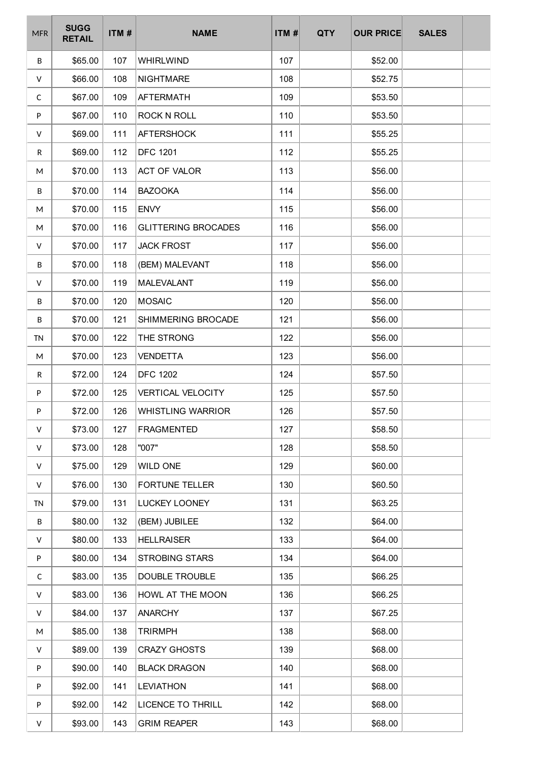| MFR | SUGG RETAIL | ITM # | NAME | ITM # | QTY | OUR PRICE | SALES | |
|---|---|---|---|---|---|---|---|---|
| B | $65.00 | 107 | WHIRLWIND | 107 | | $52.00 | | |
| V | $66.00 | 108 | NIGHTMARE | 108 | | $52.75 | | |
| C | $67.00 | 109 | AFTERMATH | 109 | | $53.50 | | |
| P | $67.00 | 110 | ROCK N ROLL | 110 | | $53.50 | | |
| V | $69.00 | 111 | AFTERSHOCK | 111 | | $55.25 | | |
| R | $69.00 | 112 | DFC 1201 | 112 | | $55.25 | | |
| M | $70.00 | 113 | ACT OF VALOR | 113 | | $56.00 | | |
| B | $70.00 | 114 | BAZOOKA | 114 | | $56.00 | | |
| M | $70.00 | 115 | ENVY | 115 | | $56.00 | | |
| M | $70.00 | 116 | GLITTERING BROCADES | 116 | | $56.00 | | |
| V | $70.00 | 117 | JACK FROST | 117 | | $56.00 | | |
| B | $70.00 | 118 | (BEM) MALEVANT | 118 | | $56.00 | | |
| V | $70.00 | 119 | MALEVALANT | 119 | | $56.00 | | |
| B | $70.00 | 120 | MOSAIC | 120 | | $56.00 | | |
| B | $70.00 | 121 | SHIMMERING BROCADE | 121 | | $56.00 | | |
| TN | $70.00 | 122 | THE STRONG | 122 | | $56.00 | | |
| M | $70.00 | 123 | VENDETTA | 123 | | $56.00 | | |
| R | $72.00 | 124 | DFC 1202 | 124 | | $57.50 | | |
| P | $72.00 | 125 | VERTICAL VELOCITY | 125 | | $57.50 | | |
| P | $72.00 | 126 | WHISTLING WARRIOR | 126 | | $57.50 | | |
| V | $73.00 | 127 | FRAGMENTED | 127 | | $58.50 | | |
| V | $73.00 | 128 | "007" | 128 | | $58.50 | | |
| V | $75.00 | 129 | WILD ONE | 129 | | $60.00 | | |
| V | $76.00 | 130 | FORTUNE TELLER | 130 | | $60.50 | | |
| TN | $79.00 | 131 | LUCKEY LOONEY | 131 | | $63.25 | | |
| B | $80.00 | 132 | (BEM) JUBILEE | 132 | | $64.00 | | |
| V | $80.00 | 133 | HELLRAISER | 133 | | $64.00 | | |
| P | $80.00 | 134 | STROBING STARS | 134 | | $64.00 | | |
| C | $83.00 | 135 | DOUBLE TROUBLE | 135 | | $66.25 | | |
| V | $83.00 | 136 | HOWL AT THE MOON | 136 | | $66.25 | | |
| V | $84.00 | 137 | ANARCHY | 137 | | $67.25 | | |
| M | $85.00 | 138 | TRIRMPH | 138 | | $68.00 | | |
| V | $89.00 | 139 | CRAZY GHOSTS | 139 | | $68.00 | | |
| P | $90.00 | 140 | BLACK DRAGON | 140 | | $68.00 | | |
| P | $92.00 | 141 | LEVIATHON | 141 | | $68.00 | | |
| P | $92.00 | 142 | LICENCE TO THRILL | 142 | | $68.00 | | |
| V | $93.00 | 143 | GRIM REAPER | 143 | | $68.00 | | |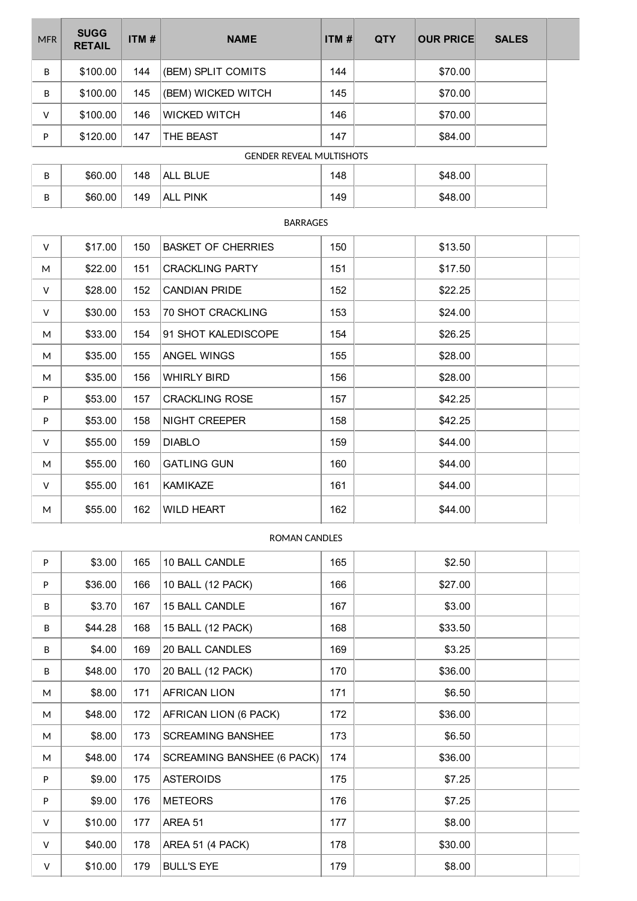| MFR | SUGG RETAIL | ITM # | NAME | ITM # | QTY | OUR PRICE | SALES | |
|---|---|---|---|---|---|---|---|---|
| B | $100.00 | 144 | (BEM) SPLIT COMITS | 144 | | $70.00 | | |
| B | $100.00 | 145 | (BEM) WICKED WITCH | 145 | | $70.00 | | |
| V | $100.00 | 146 | WICKED WITCH | 146 | | $70.00 | | |
| P | $120.00 | 147 | THE BEAST | 147 | | $84.00 | | |
| | | | GENDER REVEAL MULTISHOTS | | | | | |
| B | $60.00 | 148 | ALL BLUE | 148 | | $48.00 | | |
| B | $60.00 | 149 | ALL PINK | 149 | | $48.00 | | |
| | | | BARRAGES | | | | | |
| V | $17.00 | 150 | BASKET OF CHERRIES | 150 | | $13.50 | | |
| M | $22.00 | 151 | CRACKLING PARTY | 151 | | $17.50 | | |
| V | $28.00 | 152 | CANDIAN PRIDE | 152 | | $22.25 | | |
| V | $30.00 | 153 | 70 SHOT CRACKLING | 153 | | $24.00 | | |
| M | $33.00 | 154 | 91 SHOT KALEDISCOPE | 154 | | $26.25 | | |
| M | $35.00 | 155 | ANGEL WINGS | 155 | | $28.00 | | |
| M | $35.00 | 156 | WHIRLY BIRD | 156 | | $28.00 | | |
| P | $53.00 | 157 | CRACKLING ROSE | 157 | | $42.25 | | |
| P | $53.00 | 158 | NIGHT CREEPER | 158 | | $42.25 | | |
| V | $55.00 | 159 | DIABLO | 159 | | $44.00 | | |
| M | $55.00 | 160 | GATLING GUN | 160 | | $44.00 | | |
| V | $55.00 | 161 | KAMIKAZE | 161 | | $44.00 | | |
| M | $55.00 | 162 | WILD HEART | 162 | | $44.00 | | |
| | | | ROMAN CANDLES | | | | | |
| P | $3.00 | 165 | 10 BALL CANDLE | 165 | | $2.50 | | |
| P | $36.00 | 166 | 10 BALL (12 PACK) | 166 | | $27.00 | | |
| B | $3.70 | 167 | 15 BALL CANDLE | 167 | | $3.00 | | |
| B | $44.28 | 168 | 15 BALL (12 PACK) | 168 | | $33.50 | | |
| B | $4.00 | 169 | 20 BALL CANDLES | 169 | | $3.25 | | |
| B | $48.00 | 170 | 20 BALL (12 PACK) | 170 | | $36.00 | | |
| M | $8.00 | 171 | AFRICAN LION | 171 | | $6.50 | | |
| M | $48.00 | 172 | AFRICAN LION (6 PACK) | 172 | | $36.00 | | |
| M | $8.00 | 173 | SCREAMING BANSHEE | 173 | | $6.50 | | |
| M | $48.00 | 174 | SCREAMING BANSHEE (6 PACK) | 174 | | $36.00 | | |
| P | $9.00 | 175 | ASTEROIDS | 175 | | $7.25 | | |
| P | $9.00 | 176 | METEORS | 176 | | $7.25 | | |
| V | $10.00 | 177 | AREA 51 | 177 | | $8.00 | | |
| V | $40.00 | 178 | AREA 51 (4 PACK) | 178 | | $30.00 | | |
| V | $10.00 | 179 | BULL'S EYE | 179 | | $8.00 | | |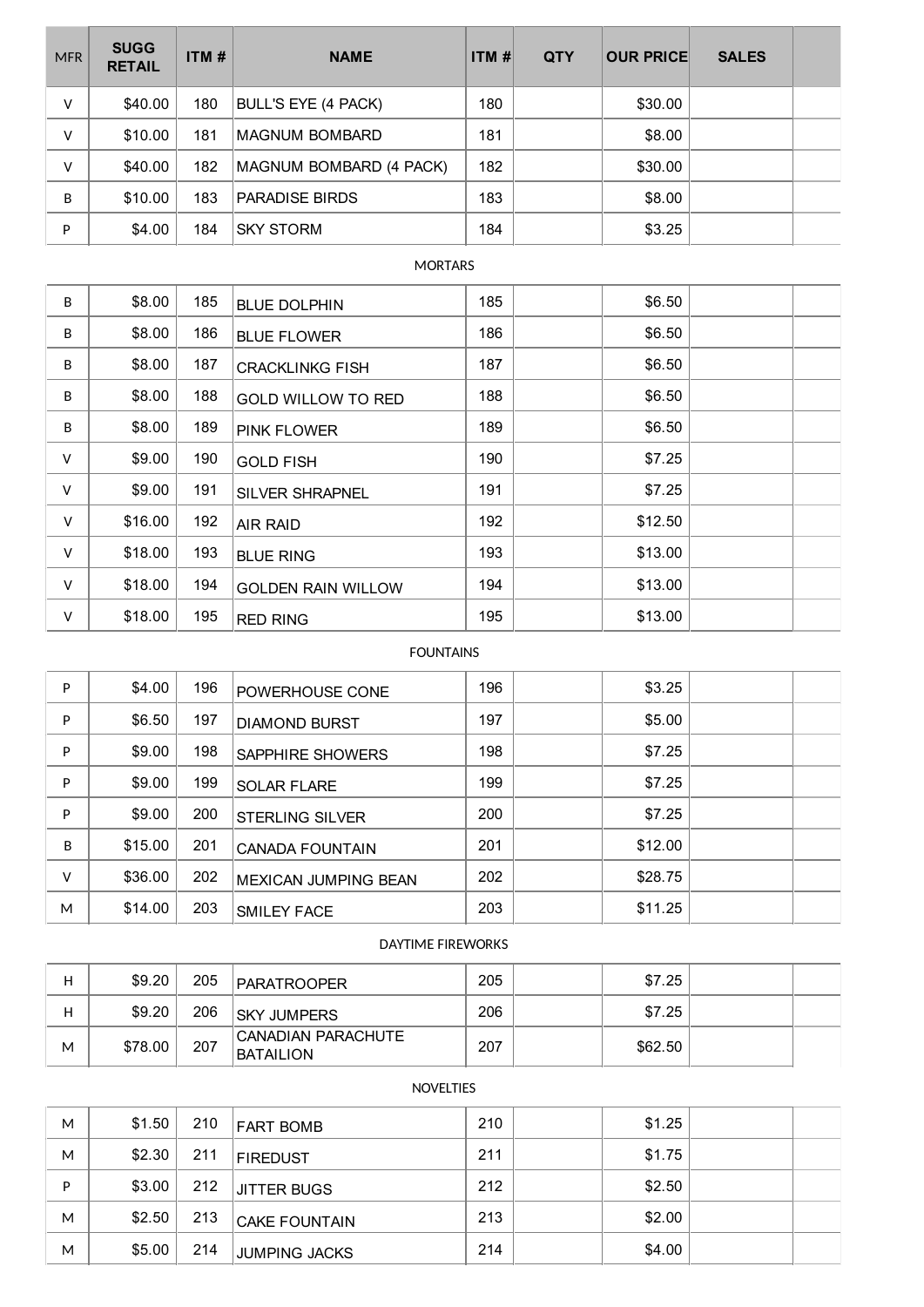| MFR | SUGG RETAIL | ITM # | NAME | ITM # | QTY | OUR PRICE | SALES | |
|---|---|---|---|---|---|---|---|---|
| V | $40.00 | 180 | BULL'S EYE (4 PACK) | 180 | | $30.00 | | |
| V | $10.00 | 181 | MAGNUM BOMBARD | 181 | | $8.00 | | |
| V | $40.00 | 182 | MAGNUM BOMBARD (4 PACK) | 182 | | $30.00 | | |
| B | $10.00 | 183 | PARADISE BIRDS | 183 | | $8.00 | | |
| P | $4.00 | 184 | SKY STORM | 184 | | $3.25 | | |

MORTARS

| MFR | SUGG RETAIL | ITM # | NAME | ITM # | QTY | OUR PRICE | SALES | |
|---|---|---|---|---|---|---|---|---|
| B | $8.00 | 185 | BLUE DOLPHIN | 185 | | $6.50 | | |
| B | $8.00 | 186 | BLUE FLOWER | 186 | | $6.50 | | |
| B | $8.00 | 187 | CRACKLINKG FISH | 187 | | $6.50 | | |
| B | $8.00 | 188 | GOLD WILLOW TO RED | 188 | | $6.50 | | |
| B | $8.00 | 189 | PINK FLOWER | 189 | | $6.50 | | |
| V | $9.00 | 190 | GOLD FISH | 190 | | $7.25 | | |
| V | $9.00 | 191 | SILVER SHRAPNEL | 191 | | $7.25 | | |
| V | $16.00 | 192 | AIR RAID | 192 | | $12.50 | | |
| V | $18.00 | 193 | BLUE RING | 193 | | $13.00 | | |
| V | $18.00 | 194 | GOLDEN RAIN WILLOW | 194 | | $13.00 | | |
| V | $18.00 | 195 | RED RING | 195 | | $13.00 | | |

FOUNTAINS

| MFR | SUGG RETAIL | ITM # | NAME | ITM # | QTY | OUR PRICE | SALES | |
|---|---|---|---|---|---|---|---|---|
| P | $4.00 | 196 | POWERHOUSE CONE | 196 | | $3.25 | | |
| P | $6.50 | 197 | DIAMOND BURST | 197 | | $5.00 | | |
| P | $9.00 | 198 | SAPPHIRE SHOWERS | 198 | | $7.25 | | |
| P | $9.00 | 199 | SOLAR FLARE | 199 | | $7.25 | | |
| P | $9.00 | 200 | STERLING SILVER | 200 | | $7.25 | | |
| B | $15.00 | 201 | CANADA FOUNTAIN | 201 | | $12.00 | | |
| V | $36.00 | 202 | MEXICAN JUMPING BEAN | 202 | | $28.75 | | |
| M | $14.00 | 203 | SMILEY FACE | 203 | | $11.25 | | |

DAYTIME FIREWORKS

| MFR | SUGG RETAIL | ITM # | NAME | ITM # | QTY | OUR PRICE | SALES | |
|---|---|---|---|---|---|---|---|---|
| H | $9.20 | 205 | PARATROOPER | 205 | | $7.25 | | |
| H | $9.20 | 206 | SKY JUMPERS | 206 | | $7.25 | | |
| M | $78.00 | 207 | CANADIAN PARACHUTE BATAILION | 207 | | $62.50 | | |

NOVELTIES

| MFR | SUGG RETAIL | ITM # | NAME | ITM # | QTY | OUR PRICE | SALES | |
|---|---|---|---|---|---|---|---|---|
| M | $1.50 | 210 | FART BOMB | 210 | | $1.25 | | |
| M | $2.30 | 211 | FIREDUST | 211 | | $1.75 | | |
| P | $3.00 | 212 | JITTER BUGS | 212 | | $2.50 | | |
| M | $2.50 | 213 | CAKE FOUNTAIN | 213 | | $2.00 | | |
| M | $5.00 | 214 | JUMPING JACKS | 214 | | $4.00 | | |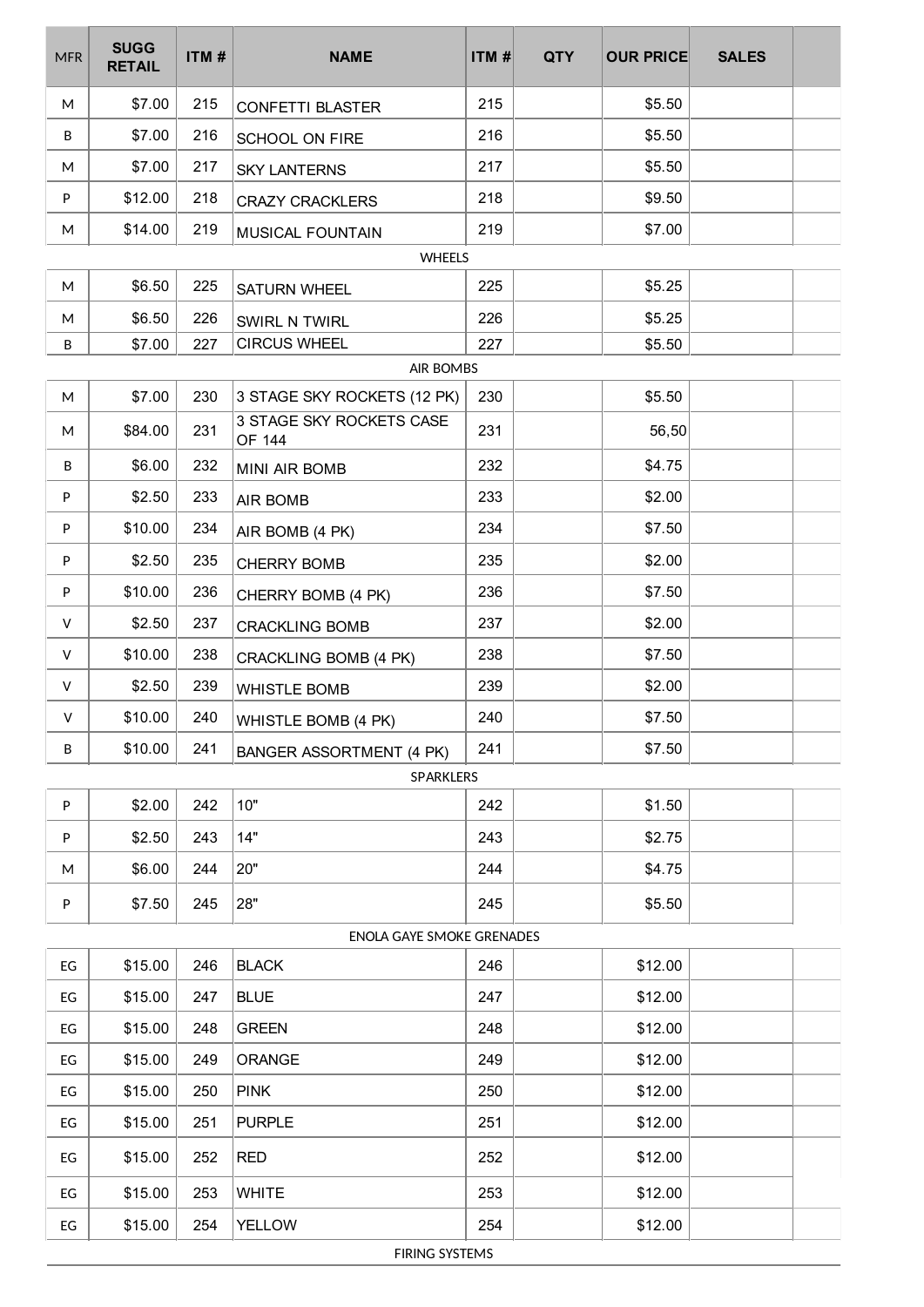| MFR | SUGG RETAIL | ITM # | NAME | ITM # | QTY | OUR PRICE | SALES | |
|---|---|---|---|---|---|---|---|---|
| M | $7.00 | 215 | CONFETTI BLASTER | 215 | | $5.50 | | |
| B | $7.00 | 216 | SCHOOL ON FIRE | 216 | | $5.50 | | |
| M | $7.00 | 217 | SKY LANTERNS | 217 | | $5.50 | | |
| P | $12.00 | 218 | CRAZY CRACKLERS | 218 | | $9.50 | | |
| M | $14.00 | 219 | MUSICAL FOUNTAIN | 219 | | $7.00 | | |
| | | | WHEELS | | | | | |
| M | $6.50 | 225 | SATURN WHEEL | 225 | | $5.25 | | |
| M | $6.50 | 226 | SWIRL N TWIRL | 226 | | $5.25 | | |
| B | $7.00 | 227 | CIRCUS WHEEL | 227 | | $5.50 | | |
| | | | AIR BOMBS | | | | | |
| M | $7.00 | 230 | 3 STAGE SKY ROCKETS (12 PK) | 230 | | $5.50 | | |
| M | $84.00 | 231 | 3 STAGE SKY ROCKETS CASE OF 144 | 231 | | 56,50 | | |
| B | $6.00 | 232 | MINI AIR BOMB | 232 | | $4.75 | | |
| P | $2.50 | 233 | AIR BOMB | 233 | | $2.00 | | |
| P | $10.00 | 234 | AIR BOMB (4 PK) | 234 | | $7.50 | | |
| P | $2.50 | 235 | CHERRY BOMB | 235 | | $2.00 | | |
| P | $10.00 | 236 | CHERRY BOMB (4 PK) | 236 | | $7.50 | | |
| V | $2.50 | 237 | CRACKLING BOMB | 237 | | $2.00 | | |
| V | $10.00 | 238 | CRACKLING BOMB (4 PK) | 238 | | $7.50 | | |
| V | $2.50 | 239 | WHISTLE BOMB | 239 | | $2.00 | | |
| V | $10.00 | 240 | WHISTLE BOMB (4 PK) | 240 | | $7.50 | | |
| B | $10.00 | 241 | BANGER ASSORTMENT (4 PK) | 241 | | $7.50 | | |
| | | | SPARKLERS | | | | | |
| P | $2.00 | 242 | 10" | 242 | | $1.50 | | |
| P | $2.50 | 243 | 14" | 243 | | $2.75 | | |
| M | $6.00 | 244 | 20" | 244 | | $4.75 | | |
| P | $7.50 | 245 | 28" | 245 | | $5.50 | | |
| | | | ENOLA GAYE SMOKE GRENADES | | | | | |
| EG | $15.00 | 246 | BLACK | 246 | | $12.00 | | |
| EG | $15.00 | 247 | BLUE | 247 | | $12.00 | | |
| EG | $15.00 | 248 | GREEN | 248 | | $12.00 | | |
| EG | $15.00 | 249 | ORANGE | 249 | | $12.00 | | |
| EG | $15.00 | 250 | PINK | 250 | | $12.00 | | |
| EG | $15.00 | 251 | PURPLE | 251 | | $12.00 | | |
| EG | $15.00 | 252 | RED | 252 | | $12.00 | | |
| EG | $15.00 | 253 | WHITE | 253 | | $12.00 | | |
| EG | $15.00 | 254 | YELLOW | 254 | | $12.00 | | |
| | | | FIRING SYSTEMS | | | | | |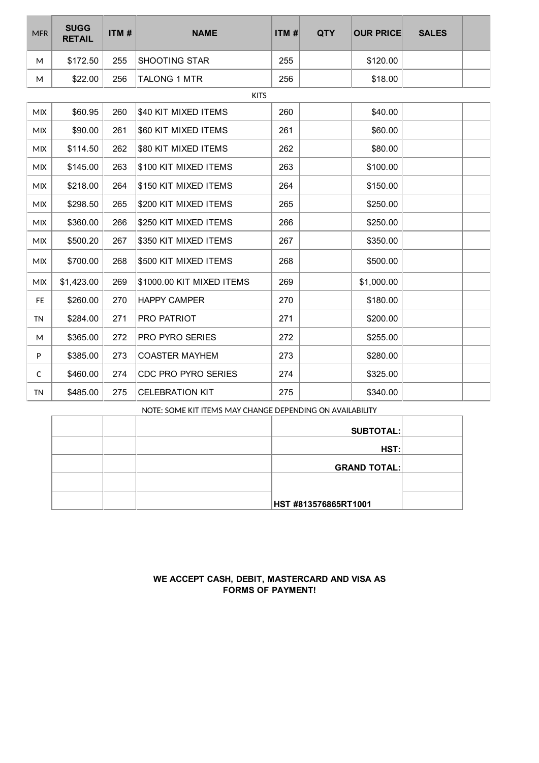| MFR | SUGG RETAIL | ITM # | NAME | ITM # | QTY | OUR PRICE | SALES | |
|---|---|---|---|---|---|---|---|---|
| M | $172.50 | 255 | SHOOTING STAR | 255 | | $120.00 | | |
| M | $22.00 | 256 | TALONG 1 MTR | 256 | | $18.00 | | |
| | | | KITS | | | | | |
| MIX | $60.95 | 260 | $40 KIT MIXED ITEMS | 260 | | $40.00 | | |
| MIX | $90.00 | 261 | $60 KIT MIXED ITEMS | 261 | | $60.00 | | |
| MIX | $114.50 | 262 | $80 KIT MIXED ITEMS | 262 | | $80.00 | | |
| MIX | $145.00 | 263 | $100 KIT MIXED ITEMS | 263 | | $100.00 | | |
| MIX | $218.00 | 264 | $150 KIT MIXED ITEMS | 264 | | $150.00 | | |
| MIX | $298.50 | 265 | $200 KIT MIXED ITEMS | 265 | | $250.00 | | |
| MIX | $360.00 | 266 | $250 KIT MIXED ITEMS | 266 | | $250.00 | | |
| MIX | $500.20 | 267 | $350 KIT MIXED ITEMS | 267 | | $350.00 | | |
| MIX | $700.00 | 268 | $500 KIT MIXED ITEMS | 268 | | $500.00 | | |
| MIX | $1,423.00 | 269 | $1000.00 KIT MIXED ITEMS | 269 | | $1,000.00 | | |
| FE | $260.00 | 270 | HAPPY CAMPER | 270 | | $180.00 | | |
| TN | $284.00 | 271 | PRO PATRIOT | 271 | | $200.00 | | |
| M | $365.00 | 272 | PRO PYRO SERIES | 272 | | $255.00 | | |
| P | $385.00 | 273 | COASTER MAYHEM | 273 | | $280.00 | | |
| C | $460.00 | 274 | CDC PRO PYRO SERIES | 274 | | $325.00 | | |
| TN | $485.00 | 275 | CELEBRATION KIT | 275 | | $340.00 | | |

NOTE: SOME KIT ITEMS MAY CHANGE DEPENDING ON AVAILABILITY

| | | | | |
|---|---|---|---|---|
| | | | **SUBTOTAL:** | |
| | | | **HST:** | |
| | | | **GRAND TOTAL:** | |
| | | | | |
| | | | **HST #813576865RT1001** | |

**WE ACCEPT CASH, DEBIT, MASTERCARD AND VISA AS FORMS OF PAYMENT!**